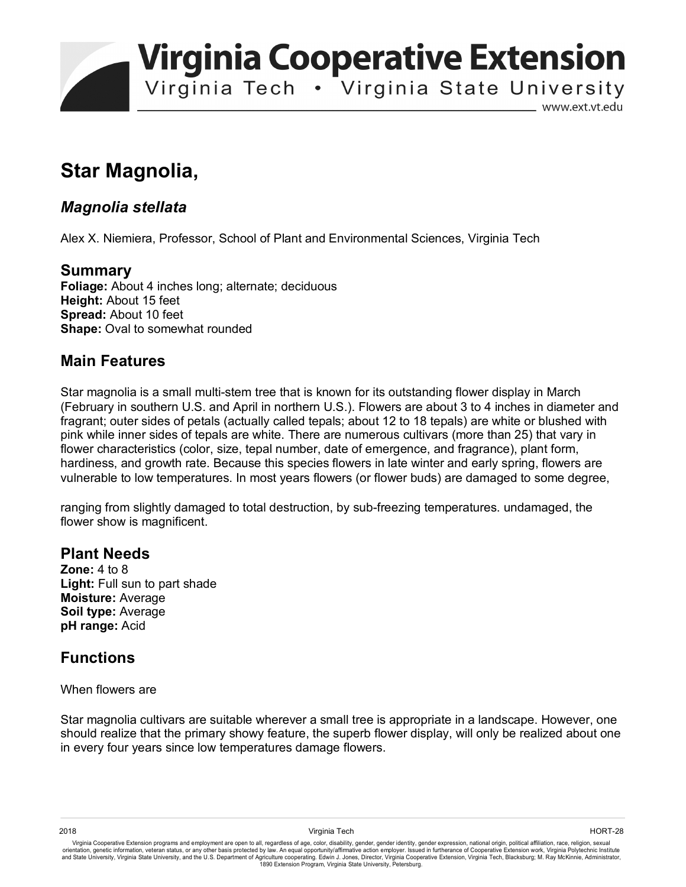# Star Magnolia,

## *Magnolia stellata*

Alex X. Niemiera, Professor, School of Plant and Environmental Sciences, Virginia Tech

## Summary

**Foliage:** About 4 inches long; alternate; deciduous
**Height:** About 15 feet
**Spread:** About 10 feet
**Shape:** Oval to somewhat rounded

## Main Features

Star magnolia is a small multi-stem tree that is known for its outstanding flower display in March (February in southern U.S. and April in northern U.S.). Flowers are about 3 to 4 inches in diameter and fragrant; outer sides of petals (actually called tepals; about 12 to 18 tepals) are white or blushed with pink while inner sides of tepals are white. There are numerous cultivars (more than 25) that vary in flower characteristics (color, size, tepal number, date of emergence, and fragrance), plant form, hardiness, and growth rate. Because this species flowers in late winter and early spring, flowers are vulnerable to low temperatures. In most years flowers (or flower buds) are damaged to some degree,

ranging from slightly damaged to total destruction, by sub-freezing temperatures. undamaged, the flower show is magnificent.

## Plant Needs

**Zone:** 4 to 8
**Light:** Full sun to part shade
**Moisture:** Average
**Soil type:** Average
**pH range:** Acid

## Functions

When flowers are

Star magnolia cultivars are suitable wherever a small tree is appropriate in a landscape. However, one should realize that the primary showy feature, the superb flower display, will only be realized about one in every four years since low temperatures damage flowers.

Virginia Cooperative Extension programs and employment are open to all, regardless of age, color, disability, gender, gender identity, gender expression, national origin, political affiliation, race, religion, sexual orientation, genetic information, veteran status, or any other basis protected by law. An equal opportunity/affirmative action employer. Issued in furtherance of Cooperative Extension work, Virginia Polytechnic Institute and State University, Virginia State University, and the U.S. Department of Agriculture cooperating. Edwin J. Jones, Director, Virginia Cooperative Extension, Virginia Tech, Blacksburg; M. Ray McKinnie, Administrator, 1890 Extension Program, Virginia State University, Petersburg.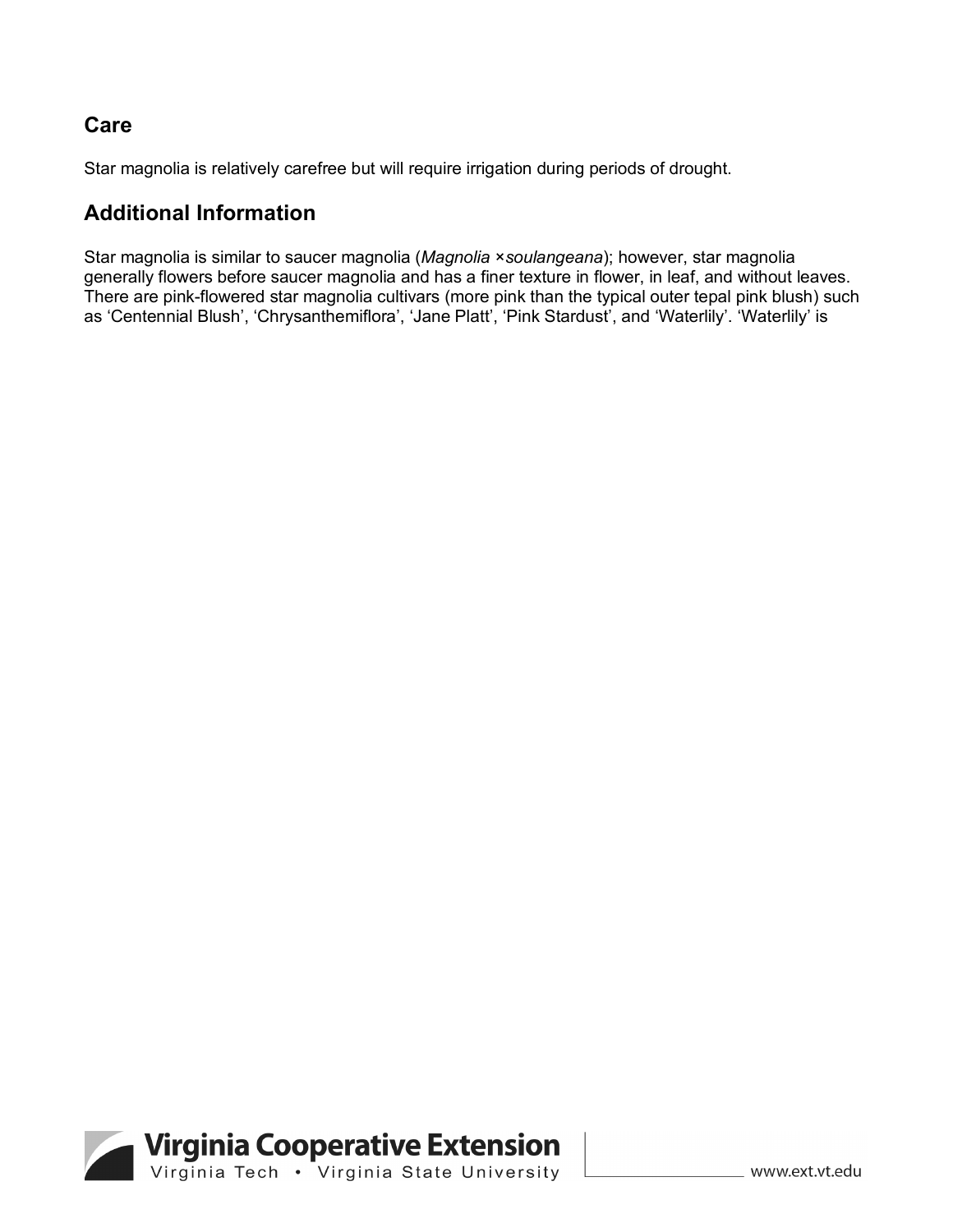## Care

Star magnolia is relatively carefree but will require irrigation during periods of drought.

## Additional Information

Star magnolia is similar to saucer magnolia (*Magnolia ×soulangeana*); however, star magnolia generally flowers before saucer magnolia and has a finer texture in flower, in leaf, and without leaves. There are pink-flowered star magnolia cultivars (more pink than the typical outer tepal pink blush) such as 'Centennial Blush', 'Chrysanthemiflora', 'Jane Platt', 'Pink Stardust', and 'Waterlily'. 'Waterlily' is